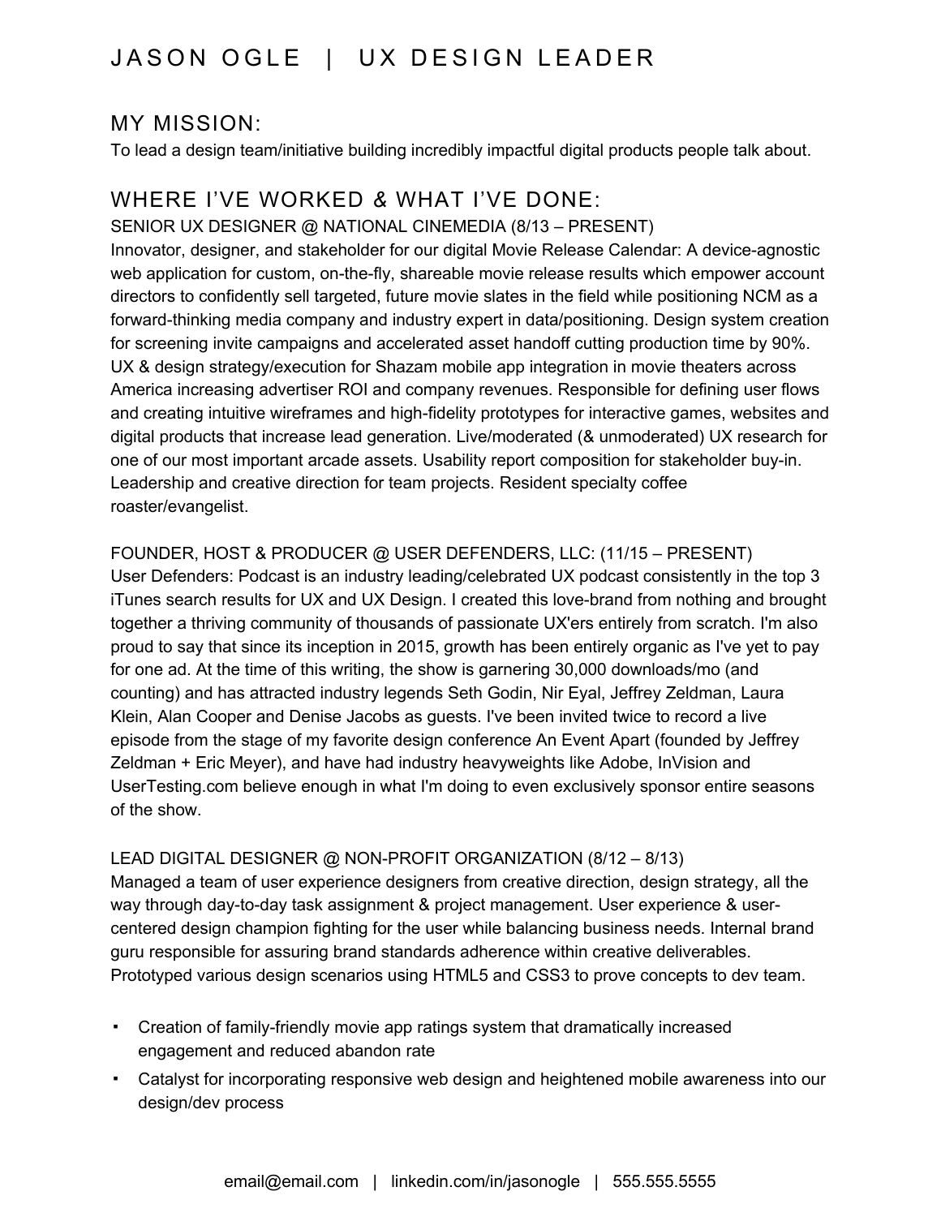# JASON OGLE | UX DESIGN LEADER

## MY MISSION:

To lead a design team/initiative building incredibly impactful digital products people talk about.

## WHERE I'VE WORKED & WHAT I'VE DONE:

SENIOR UX DESIGNER @ NATIONAL CINEMEDIA (8/13 – PRESENT)

Innovator, designer, and stakeholder for our digital Movie Release Calendar: A device-agnostic web application for custom, on-the-fly, shareable movie release results which empower account directors to confidently sell targeted, future movie slates in the field while positioning NCM as a forward-thinking media company and industry expert in data/positioning. Design system creation for screening invite campaigns and accelerated asset handoff cutting production time by 90%. UX & design strategy/execution for Shazam mobile app integration in movie theaters across America increasing advertiser ROI and company revenues. Responsible for defining user flows and creating intuitive wireframes and high-fidelity prototypes for interactive games, websites and digital products that increase lead generation. Live/moderated (& unmoderated) UX research for one of our most important arcade assets. Usability report composition for stakeholder buy-in. Leadership and creative direction for team projects. Resident specialty coffee roaster/evangelist.

FOUNDER, HOST & PRODUCER @ USER DEFENDERS, LLC: (11/15 – PRESENT)

User Defenders: Podcast is an industry leading/celebrated UX podcast consistently in the top 3 iTunes search results for UX and UX Design. I created this love-brand from nothing and brought together a thriving community of thousands of passionate UX'ers entirely from scratch. I'm also proud to say that since its inception in 2015, growth has been entirely organic as I've yet to pay for one ad. At the time of this writing, the show is garnering 30,000 downloads/mo (and counting) and has attracted industry legends Seth Godin, Nir Eyal, Jeffrey Zeldman, Laura Klein, Alan Cooper and Denise Jacobs as guests. I've been invited twice to record a live episode from the stage of my favorite design conference An Event Apart (founded by Jeffrey Zeldman + Eric Meyer), and have had industry heavyweights like Adobe, InVision and UserTesting.com believe enough in what I'm doing to even exclusively sponsor entire seasons of the show.

LEAD DIGITAL DESIGNER @ NON-PROFIT ORGANIZATION (8/12 – 8/13)

Managed a team of user experience designers from creative direction, design strategy, all the way through day-to-day task assignment & project management. User experience & user-centered design champion fighting for the user while balancing business needs. Internal brand guru responsible for assuring brand standards adherence within creative deliverables. Prototyped various design scenarios using HTML5 and CSS3 to prove concepts to dev team.

- Creation of family-friendly movie app ratings system that dramatically increased engagement and reduced abandon rate
- Catalyst for incorporating responsive web design and heightened mobile awareness into our design/dev process

email@email.com | linkedin.com/in/jasonogle | 555.555.5555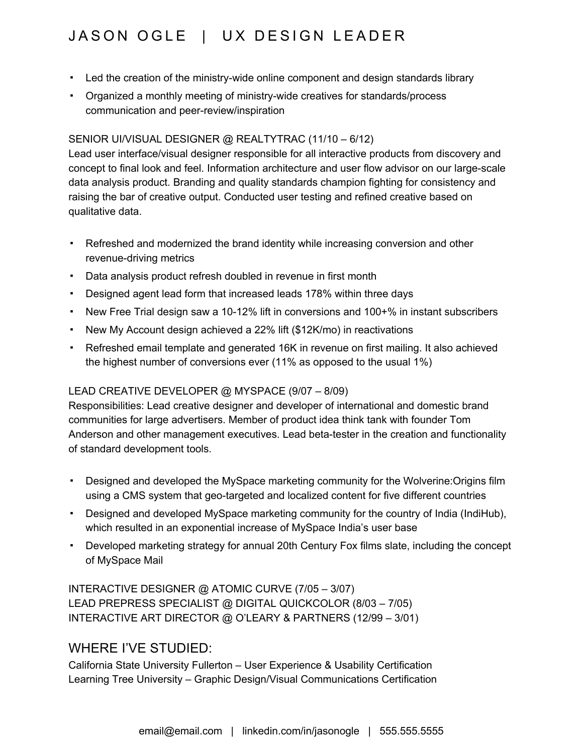- Led the creation of the ministry-wide online component and design standards library
- Organized a monthly meeting of ministry-wide creatives for standards/process communication and peer-review/inspiration

SENIOR UI/VISUAL DESIGNER @ REALTYTRAC (11/10 – 6/12)
Lead user interface/visual designer responsible for all interactive products from discovery and concept to final look and feel. Information architecture and user flow advisor on our large-scale data analysis product. Branding and quality standards champion fighting for consistency and raising the bar of creative output. Conducted user testing and refined creative based on qualitative data.

- Refreshed and modernized the brand identity while increasing conversion and other revenue-driving metrics
- Data analysis product refresh doubled in revenue in first month
- Designed agent lead form that increased leads 178% within three days
- New Free Trial design saw a 10-12% lift in conversions and 100+% in instant subscribers
- New My Account design achieved a 22% lift ($12K/mo) in reactivations
- Refreshed email template and generated 16K in revenue on first mailing. It also achieved the highest number of conversions ever (11% as opposed to the usual 1%)

LEAD CREATIVE DEVELOPER @ MYSPACE (9/07 – 8/09)
Responsibilities: Lead creative designer and developer of international and domestic brand communities for large advertisers. Member of product idea think tank with founder Tom Anderson and other management executives. Lead beta-tester in the creation and functionality of standard development tools.

- Designed and developed the MySpace marketing community for the Wolverine:Origins film using a CMS system that geo-targeted and localized content for five different countries
- Designed and developed MySpace marketing community for the country of India (IndiHub), which resulted in an exponential increase of MySpace India's user base
- Developed marketing strategy for annual 20th Century Fox films slate, including the concept of MySpace Mail

INTERACTIVE DESIGNER @ ATOMIC CURVE (7/05 – 3/07)
LEAD PREPRESS SPECIALIST @ DIGITAL QUICKCOLOR (8/03 – 7/05)
INTERACTIVE ART DIRECTOR @ O'LEARY & PARTNERS (12/99 – 3/01)

## WHERE I'VE STUDIED:

California State University Fullerton – User Experience & Usability Certification
Learning Tree University – Graphic Design/Visual Communications Certification